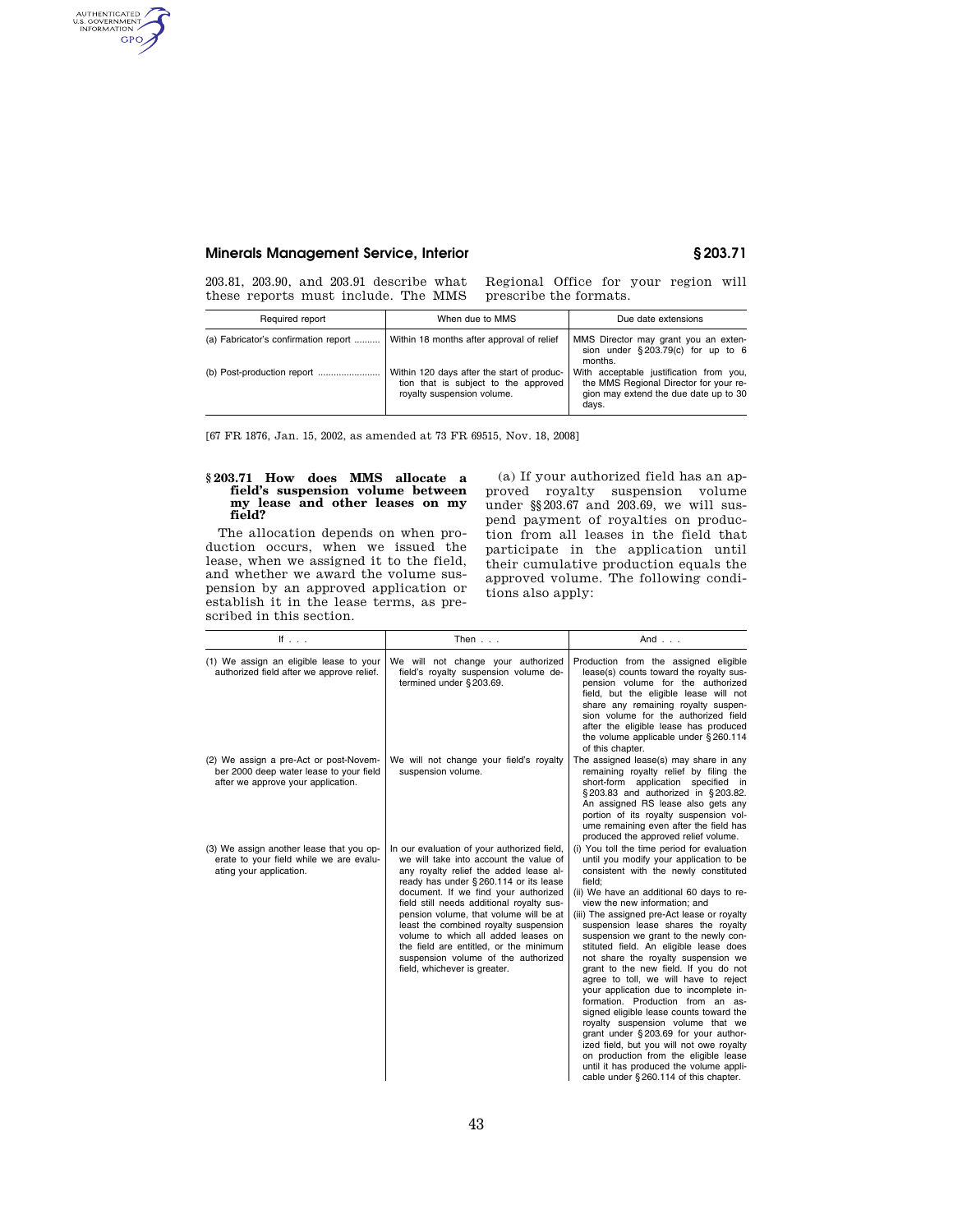203.81, 203.90, and 203.91 describe what these reports must include. The MMS Regional Office for your region will prescribe the formats.

| Required report | When due to MMS | Due date extensions |
| --- | --- | --- |
| (a) Fabricator's confirmation report | Within 18 months after approval of relief | MMS Director may grant you an extension under §203.79(c) for up to 6 months. |
| (b) Post-production report | Within 120 days after the start of production that is subject to the approved royalty suspension volume. | With acceptable justification from you, the MMS Regional Director for your region may extend the due date up to 30 days. |

[67 FR 1876, Jan. 15, 2002, as amended at 73 FR 69515, Nov. 18, 2008]

## § 203.71 How does MMS allocate a field's suspension volume between my lease and other leases on my field?

The allocation depends on when production occurs, when we issued the lease, when we assigned it to the field, and whether we award the volume suspension by an approved application or establish it in the lease terms, as prescribed in this section.

(a) If your authorized field has an approved royalty suspension volume under §§203.67 and 203.69, we will suspend payment of royalties on production from all leases in the field that participate in the application until their cumulative production equals the approved volume. The following conditions also apply:

| If . . . | Then . . . | And . . . |
| --- | --- | --- |
| (1) We assign an eligible lease to your authorized field after we approve relief. | We will not change your authorized field's royalty suspension volume determined under §203.69. | Production from the assigned eligible lease(s) counts toward the royalty suspension volume for the authorized field, but the eligible lease will not share any remaining royalty suspension volume for the authorized field after the eligible lease has produced the volume applicable under §260.114 of this chapter. |
| (2) We assign a pre-Act or post-November 2000 deep water lease to your field after we approve your application. | We will not change your field's royalty suspension volume. | The assigned lease(s) may share in any remaining royalty relief by filing the short-form application specified in §203.83 and authorized in §203.82. An assigned RS lease also gets any portion of its royalty suspension volume remaining even after the field has produced the approved relief volume. |
| (3) We assign another lease that you operate to your field while we are evaluating your application. | In our evaluation of your authorized field, we will take into account the value of any royalty relief the added lease already has under §260.114 or its lease document. If we find your authorized field still needs additional royalty suspension volume, that volume will be at least the combined royalty suspension volume to which all added leases on the field are entitled, or the minimum suspension volume of the authorized field, whichever is greater. | (i) You toll the time period for evaluation until you modify your application to be consistent with the newly constituted field;<br>(ii) We have an additional 60 days to review the new information; and<br>(iii) The assigned pre-Act lease or royalty suspension lease shares the royalty suspension we grant to the newly constituted field. An eligible lease does not share the royalty suspension we grant to the new field. If you do not agree to toll, we will have to reject your application due to incomplete information. Production from an assigned eligible lease counts toward the royalty suspension volume that we grant under §203.69 for your authorized field, but you will not owe royalty on production from the eligible lease until it has produced the volume applicable under §260.114 of this chapter. |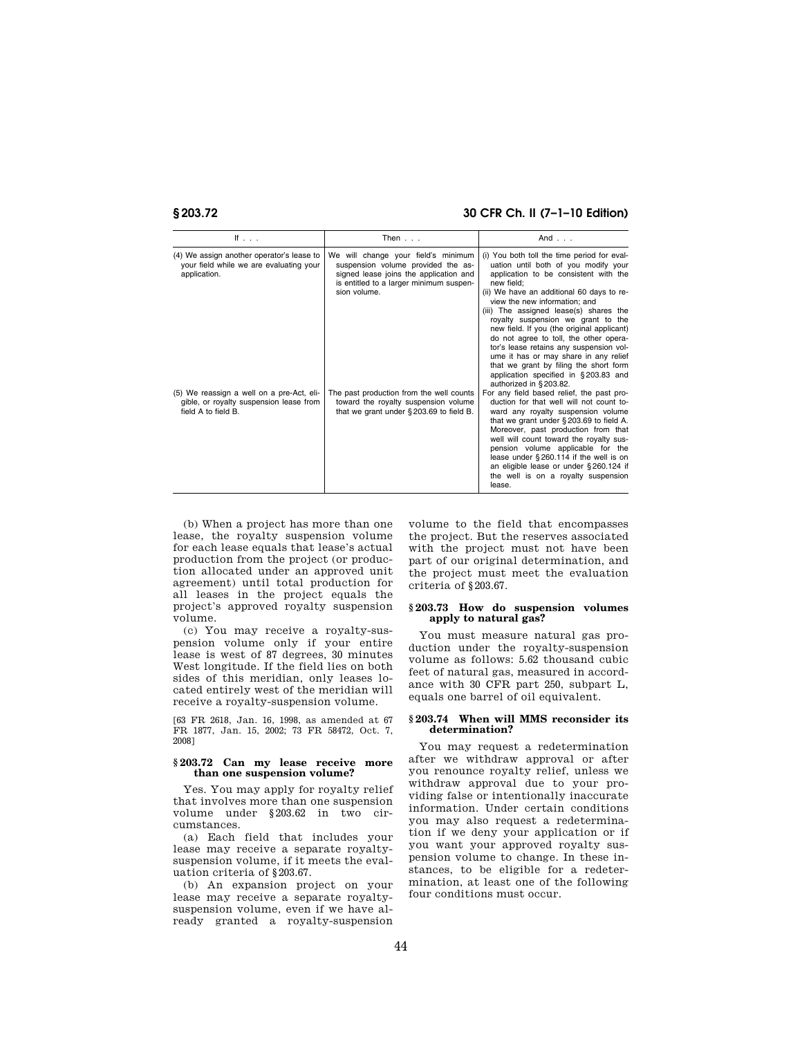| If . . . | Then . . . | And . . . |
|---|---|---|
| (4) We assign another operator's lease to your field while we are evaluating your application. | We will change your field's minimum suspension volume provided the assigned lease joins the application and is entitled to a larger minimum suspension volume. | (i) You both toll the time period for evaluation until both of you modify your application to be consistent with the new field; (ii) We have an additional 60 days to review the new information; and (iii) The assigned lease(s) shares the royalty suspension we grant to the new field. If you (the original applicant) do not agree to toll, the other operator's lease retains any suspension volume it has or may share in any relief that we grant by filing the short form application specified in § 203.83 and authorized in § 203.82. |
| (5) We reassign a well on a pre-Act, eligible, or royalty suspension lease from field A to field B. | The past production from the well counts toward the royalty suspension volume that we grant under § 203.69 to field B. | For any field based relief, the past production for that well will not count toward any royalty suspension volume that we grant under § 203.69 to field A. Moreover, past production from that well will count toward the royalty suspension volume applicable for the lease under § 260.114 if the well is on an eligible lease or under § 260.124 if the well is on a royalty suspension lease. |

(b) When a project has more than one lease, the royalty suspension volume for each lease equals that lease's actual production from the project (or production allocated under an approved unit agreement) until total production for all leases in the project equals the project's approved royalty suspension volume.

(c) You may receive a royalty-suspension volume only if your entire lease is west of 87 degrees, 30 minutes West longitude. If the field lies on both sides of this meridian, only leases located entirely west of the meridian will receive a royalty-suspension volume.

[63 FR 2618, Jan. 16, 1998, as amended at 67 FR 1877, Jan. 15, 2002; 73 FR 58472, Oct. 7, 2008]

### § 203.72 Can my lease receive more than one suspension volume?

Yes. You may apply for royalty relief that involves more than one suspension volume under § 203.62 in two circumstances.

(a) Each field that includes your lease may receive a separate royalty-suspension volume, if it meets the evaluation criteria of § 203.67.

(b) An expansion project on your lease may receive a separate royalty-suspension volume, even if we have already granted a royalty-suspension volume to the field that encompasses the project. But the reserves associated with the project must not have been part of our original determination, and the project must meet the evaluation criteria of § 203.67.

### § 203.73 How do suspension volumes apply to natural gas?

You must measure natural gas production under the royalty-suspension volume as follows: 5.62 thousand cubic feet of natural gas, measured in accordance with 30 CFR part 250, subpart L, equals one barrel of oil equivalent.

### § 203.74 When will MMS reconsider its determination?

You may request a redetermination after we withdraw approval or after you renounce royalty relief, unless we withdraw approval due to your providing false or intentionally inaccurate information. Under certain conditions you may also request a redetermination if we deny your application or if you want your approved royalty suspension volume to change. In these instances, to be eligible for a redetermination, at least one of the following four conditions must occur.